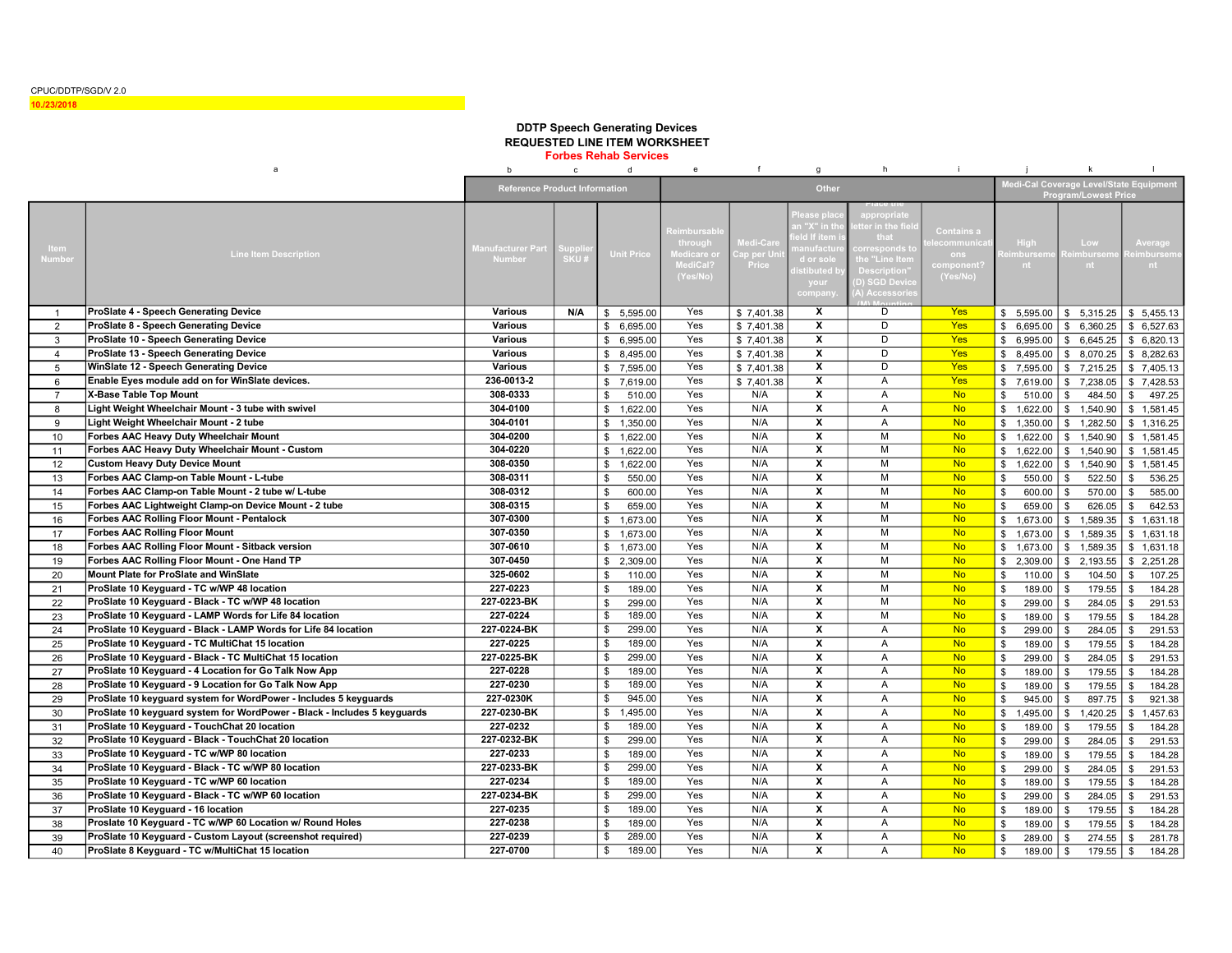CPUC/DDTP/SGD/V 2.0

10./23/2018

## DDTP Speech Generating Devices
## REQUESTED LINE ITEM WORKSHEET
## Forbes Rehab Services

| a | | b | c | d | e | f | g | h | i | j | k | l |
|---|---|---|---|---|---|---|---|---|---|---|---|---|
| | | Reference Product Information | | | Other | | | | | Medi-Cal Coverage Level/State Equipment Program/Lowest Price | | |
| Item Number | Line Item Description | Manufacturer Part Number | Supplier SKU # | Unit Price | Reimbursable through Medicare or MediCal? (Yes/No) | Medi-Care Cap per Unit Price | Please place an "X" in the field If item is manufactured or sole distibuted by your company. | Place the appropriate letter in the field that corresponds to the "Line Item Description" (D) SGD Device (A) Accessories (M) Mounting | Contains a telecommunications component? (Yes/No) | High Reimbursement | Low Reimbursement | Average Reimbursement |
| 1 | ProSlate 4 - Speech Generating Device | Various | N/A | $ 5,595.00 | Yes | $ 7,401.38 | X | D | Yes | $ 5,595.00 | $ 5,315.25 | $ 5,455.13 |
| 2 | ProSlate 8 - Speech Generating Device | Various | | $ 6,695.00 | Yes | $ 7,401.38 | X | D | Yes | $ 6,695.00 | $ 6,360.25 | $ 6,527.63 |
| 3 | ProSlate 10 - Speech Generating Device | Various | | $ 6,995.00 | Yes | $ 7,401.38 | X | D | Yes | $ 6,995.00 | $ 6,645.25 | $ 6,820.13 |
| 4 | ProSlate 13 - Speech Generating Device | Various | | $ 8,495.00 | Yes | $ 7,401.38 | X | D | Yes | $ 8,495.00 | $ 8,070.25 | $ 8,282.63 |
| 5 | WinSlate 12 - Speech Generating Device | Various | | $ 7,595.00 | Yes | $ 7,401.38 | X | D | Yes | $ 7,595.00 | $ 7,215.25 | $ 7,405.13 |
| 6 | Enable Eyes module add on for WinSlate devices. | 236-0013-2 | | $ 7,619.00 | Yes | $ 7,401.38 | X | A | Yes | $ 7,619.00 | $ 7,238.05 | $ 7,428.53 |
| 7 | X-Base Table Top Mount | 308-0333 | | $ 510.00 | Yes | N/A | X | A | No | $ 510.00 | $ 484.50 | $ 497.25 |
| 8 | Light Weight Wheelchair Mount - 3 tube with swivel | 304-0100 | | $ 1,622.00 | Yes | N/A | X | A | No | $ 1,622.00 | $ 1,540.90 | $ 1,581.45 |
| 9 | Light Weight Wheelchair Mount - 2 tube | 304-0101 | | $ 1,350.00 | Yes | N/A | X | A | No | $ 1,350.00 | $ 1,282.50 | $ 1,316.25 |
| 10 | Forbes AAC Heavy Duty Wheelchair Mount | 304-0200 | | $ 1,622.00 | Yes | N/A | X | M | No | $ 1,622.00 | $ 1,540.90 | $ 1,581.45 |
| 11 | Forbes AAC Heavy Duty Wheelchair Mount - Custom | 304-0220 | | $ 1,622.00 | Yes | N/A | X | M | No | $ 1,622.00 | $ 1,540.90 | $ 1,581.45 |
| 12 | Custom Heavy Duty Device Mount | 308-0350 | | $ 1,622.00 | Yes | N/A | X | M | No | $ 1,622.00 | $ 1,540.90 | $ 1,581.45 |
| 13 | Forbes AAC Clamp-on Table Mount - L-tube | 308-0311 | | $ 550.00 | Yes | N/A | X | M | No | $ 550.00 | $ 522.50 | $ 536.25 |
| 14 | Forbes AAC Clamp-on Table Mount - 2 tube w/ L-tube | 308-0312 | | $ 600.00 | Yes | N/A | X | M | No | $ 600.00 | $ 570.00 | $ 585.00 |
| 15 | Forbes AAC Lightweight Clamp-on Device Mount - 2 tube | 308-0315 | | $ 659.00 | Yes | N/A | X | M | No | $ 659.00 | $ 626.05 | $ 642.53 |
| 16 | Forbes AAC Rolling Floor Mount - Pentalock | 307-0300 | | $ 1,673.00 | Yes | N/A | X | M | No | $ 1,673.00 | $ 1,589.35 | $ 1,631.18 |
| 17 | Forbes AAC Rolling Floor Mount | 307-0350 | | $ 1,673.00 | Yes | N/A | X | M | No | $ 1,673.00 | $ 1,589.35 | $ 1,631.18 |
| 18 | Forbes AAC Rolling Floor Mount - Sitback version | 307-0610 | | $ 1,673.00 | Yes | N/A | X | M | No | $ 1,673.00 | $ 1,589.35 | $ 1,631.18 |
| 19 | Forbes AAC Rolling Floor Mount - One Hand TP | 307-0450 | | $ 2,309.00 | Yes | N/A | X | M | No | $ 2,309.00 | $ 2,193.55 | $ 2,251.28 |
| 20 | Mount Plate for ProSlate and WinSlate | 325-0602 | | $ 110.00 | Yes | N/A | X | M | No | $ 110.00 | $ 104.50 | $ 107.25 |
| 21 | ProSlate 10 Keyguard - TC w/WP 48 location | 227-0223 | | $ 189.00 | Yes | N/A | X | M | No | $ 189.00 | $ 179.55 | $ 184.28 |
| 22 | ProSlate 10 Keyguard - Black - TC w/WP 48 location | 227-0223-BK | | $ 299.00 | Yes | N/A | X | M | No | $ 299.00 | $ 284.05 | $ 291.53 |
| 23 | ProSlate 10 Keyguard - LAMP Words for Life 84 location | 227-0224 | | $ 189.00 | Yes | N/A | X | M | No | $ 189.00 | $ 179.55 | $ 184.28 |
| 24 | ProSlate 10 Keyguard - Black - LAMP Words for Life 84 location | 227-0224-BK | | $ 299.00 | Yes | N/A | X | A | No | $ 299.00 | $ 284.05 | $ 291.53 |
| 25 | ProSlate 10 Keyguard - TC MultiChat 15 location | 227-0225 | | $ 189.00 | Yes | N/A | X | A | No | $ 189.00 | $ 179.55 | $ 184.28 |
| 26 | ProSlate 10 Keyguard - Black - TC MultiChat 15 location | 227-0225-BK | | $ 299.00 | Yes | N/A | X | A | No | $ 299.00 | $ 284.05 | $ 291.53 |
| 27 | ProSlate 10 Keyguard - 4 Location for Go Talk Now App | 227-0228 | | $ 189.00 | Yes | N/A | X | A | No | $ 189.00 | $ 179.55 | $ 184.28 |
| 28 | ProSlate 10 Keyguard - 9 Location for Go Talk Now App | 227-0230 | | $ 189.00 | Yes | N/A | X | A | No | $ 189.00 | $ 179.55 | $ 184.28 |
| 29 | ProSlate 10 keyguard system for WordPower - Includes 5 keyguards | 227-0230K | | $ 945.00 | Yes | N/A | X | A | No | $ 945.00 | $ 897.75 | $ 921.38 |
| 30 | ProSlate 10 keyguard system for WordPower - Black - Includes 5 keyguards | 227-0230-BK | | $ 1,495.00 | Yes | N/A | X | A | No | $ 1,495.00 | $ 1,420.25 | $ 1,457.63 |
| 31 | ProSlate 10 Keyguard - TouchChat 20 location | 227-0232 | | $ 189.00 | Yes | N/A | X | A | No | $ 189.00 | $ 179.55 | $ 184.28 |
| 32 | ProSlate 10 Keyguard - Black - TouchChat 20 location | 227-0232-BK | | $ 299.00 | Yes | N/A | X | A | No | $ 299.00 | $ 284.05 | $ 291.53 |
| 33 | ProSlate 10 Keyguard - TC w/WP 80 location | 227-0233 | | $ 189.00 | Yes | N/A | X | A | No | $ 189.00 | $ 179.55 | $ 184.28 |
| 34 | ProSlate 10 Keyguard - Black - TC w/WP 80 location | 227-0233-BK | | $ 299.00 | Yes | N/A | X | A | No | $ 299.00 | $ 284.05 | $ 291.53 |
| 35 | ProSlate 10 Keyguard - TC w/WP 60 location | 227-0234 | | $ 189.00 | Yes | N/A | X | A | No | $ 189.00 | $ 179.55 | $ 184.28 |
| 36 | ProSlate 10 Keyguard - Black - TC w/WP 60 location | 227-0234-BK | | $ 299.00 | Yes | N/A | X | A | No | $ 299.00 | $ 284.05 | $ 291.53 |
| 37 | ProSlate 10 Keyguard - 16 location | 227-0235 | | $ 189.00 | Yes | N/A | X | A | No | $ 189.00 | $ 179.55 | $ 184.28 |
| 38 | Proslate 10 Keyguard - TC w/WP 60 Location w/ Round Holes | 227-0238 | | $ 189.00 | Yes | N/A | X | A | No | $ 189.00 | $ 179.55 | $ 184.28 |
| 39 | ProSlate 10 Keyguard - Custom Layout (screenshot required) | 227-0239 | | $ 289.00 | Yes | N/A | X | A | No | $ 289.00 | $ 274.55 | $ 281.78 |
| 40 | ProSlate 8 Keyguard - TC w/MultiChat 15 location | 227-0700 | | $ 189.00 | Yes | N/A | X | A | No | $ 189.00 | $ 179.55 | $ 184.28 |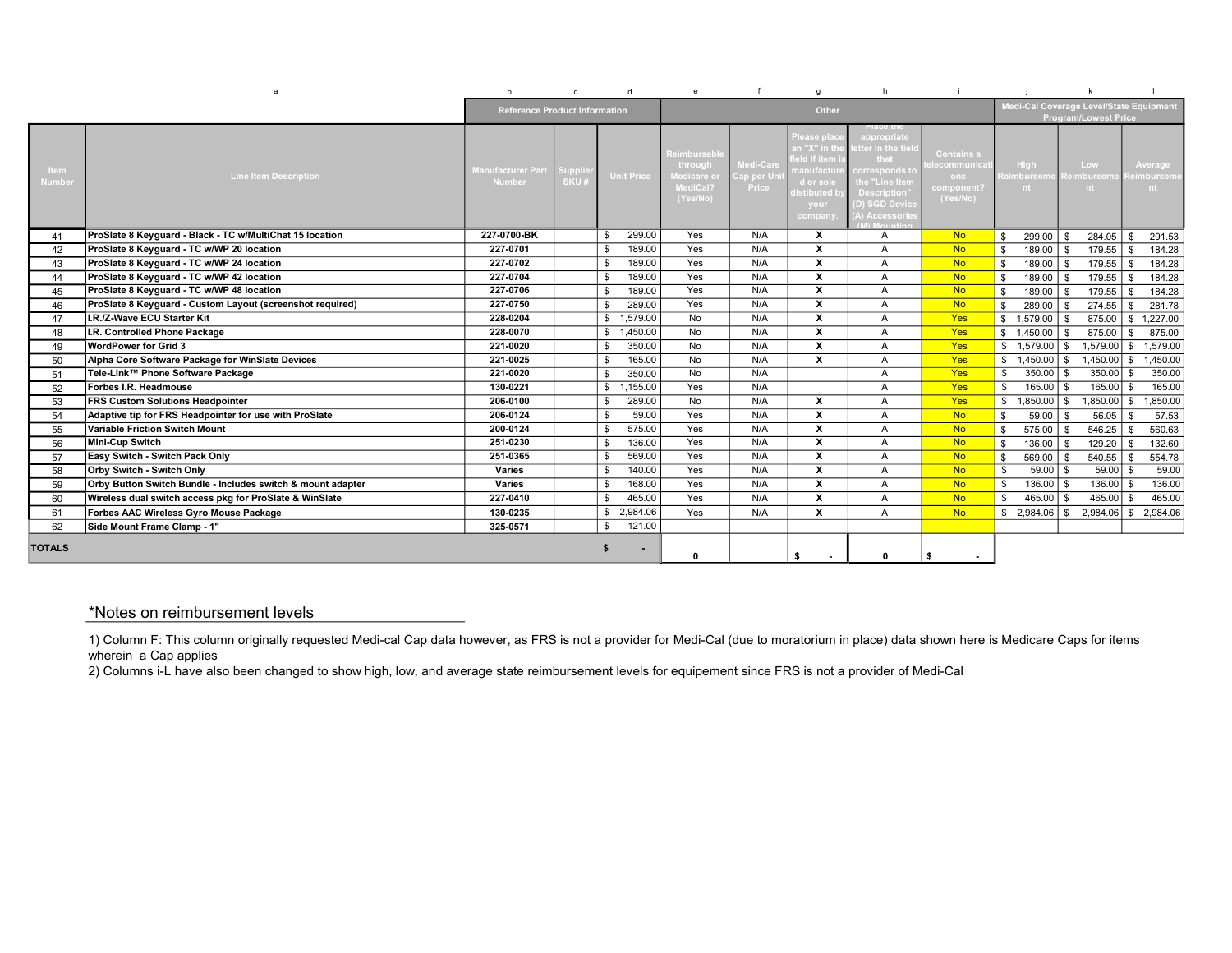| a | b | c | d | e | f | g | h | i | j | k | l |
|---|---|---|---|---|---|---|---|---|---|---|---|
| | Reference Product Information | | | Other | | | | | Medi-Cal Coverage Level/State Equipment Program/Lowest Price | | |
| Item Number | Line Item Description | Manufacturer Part Number | Supplier SKU # | Unit Price | Reimbursable through Medicare or MediCal? (Yes/No) | Medi-Care Cap per Unit Price | Please place an "X" in the field If item is manufactured or sole distibuted by your company. | Place the appropriate letter in the field that corresponds to the "Line Item Description" (D) SGD Device (A) Accessories (M) Mounting | Contains a telecommunications component? (Yes/No) | High Reimbursement | Low Reimbursement | Average Reimbursement |
| 41 | ProSlate 8 Keyguard - Black - TC w/MultiChat 15 location | 227-0700-BK | | $ 299.00 | Yes | N/A | X | A | No | $ 299.00 | $ 284.05 | $ 291.53 |
| 42 | ProSlate 8 Keyguard - TC w/WP 20 location | 227-0701 | | $ 189.00 | Yes | N/A | X | A | No | $ 189.00 | $ 179.55 | $ 184.28 |
| 43 | ProSlate 8 Keyguard - TC w/WP 24 location | 227-0702 | | $ 189.00 | Yes | N/A | X | A | No | $ 189.00 | $ 179.55 | $ 184.28 |
| 44 | ProSlate 8 Keyguard - TC w/WP 42 location | 227-0704 | | $ 189.00 | Yes | N/A | X | A | No | $ 189.00 | $ 179.55 | $ 184.28 |
| 45 | ProSlate 8 Keyguard - TC w/WP 48 location | 227-0706 | | $ 189.00 | Yes | N/A | X | A | No | $ 189.00 | $ 179.55 | $ 184.28 |
| 46 | ProSlate 8 Keyguard - Custom Layout (screenshot required) | 227-0750 | | $ 289.00 | Yes | N/A | X | A | No | $ 289.00 | $ 274.55 | $ 281.78 |
| 47 | I.R./Z-Wave ECU Starter Kit | 228-0204 | | $ 1,579.00 | No | N/A | X | A | Yes | $ 1,579.00 | $ 875.00 | $ 1,227.00 |
| 48 | I.R. Controlled Phone Package | 228-0070 | | $ 1,450.00 | No | N/A | X | A | Yes | $ 1,450.00 | $ 875.00 | $ 875.00 |
| 49 | WordPower for Grid 3 | 221-0020 | | $ 350.00 | No | N/A | X | A | Yes | $ 1,579.00 | $ 1,579.00 | $ 1,579.00 |
| 50 | Alpha Core Software Package for WinSlate Devices | 221-0025 | | $ 165.00 | No | N/A | X | A | Yes | $ 1,450.00 | $ 1,450.00 | $ 1,450.00 |
| 51 | Tele-Link™ Phone Software Package | 221-0020 | | $ 350.00 | No | N/A | | A | Yes | $ 350.00 | $ 350.00 | $ 350.00 |
| 52 | Forbes I.R. Headmouse | 130-0221 | | $ 1,155.00 | Yes | N/A | | A | Yes | $ 165.00 | $ 165.00 | $ 165.00 |
| 53 | FRS Custom Solutions Headpointer | 206-0100 | | $ 289.00 | No | N/A | X | A | Yes | $ 1,850.00 | $ 1,850.00 | $ 1,850.00 |
| 54 | Adaptive tip for FRS Headpointer for use with ProSlate | 206-0124 | | $ 59.00 | Yes | N/A | X | A | No | $ 59.00 | $ 56.05 | $ 57.53 |
| 55 | Variable Friction Switch Mount | 200-0124 | | $ 575.00 | Yes | N/A | X | A | No | $ 575.00 | $ 546.25 | $ 560.63 |
| 56 | Mini-Cup Switch | 251-0230 | | $ 136.00 | Yes | N/A | X | A | No | $ 136.00 | $ 129.20 | $ 132.60 |
| 57 | Easy Switch - Switch Pack Only | 251-0365 | | $ 569.00 | Yes | N/A | X | A | No | $ 569.00 | $ 540.55 | $ 554.78 |
| 58 | Orby Switch - Switch Only | Varies | | $ 140.00 | Yes | N/A | X | A | No | $ 59.00 | $ 59.00 | $ 59.00 |
| 59 | Orby Button Switch Bundle - Includes switch & mount adapter | Varies | | $ 168.00 | Yes | N/A | X | A | No | $ 136.00 | $ 136.00 | $ 136.00 |
| 60 | Wireless dual switch access pkg for ProSlate & WinSlate | 227-0410 | | $ 465.00 | Yes | N/A | X | A | No | $ 465.00 | $ 465.00 | $ 465.00 |
| 61 | Forbes AAC Wireless Gyro Mouse Package | 130-0235 | | $ 2,984.06 | Yes | N/A | X | A | No | $ 2,984.06 | $ 2,984.06 | $ 2,984.06 |
| 62 | Side Mount Frame Clamp - 1" | 325-0571 | | $ 121.00 | | | | | | | | |
| TOTALS | | | | $ - | 0 | | $ - | 0 | $ - | | | |

*Notes on reimbursement levels

1) Column F: This column originally requested Medi-cal Cap data however, as FRS is not a provider for Medi-Cal (due to moratorium in place) data shown here is Medicare Caps for items wherein a Cap applies

2) Columns i-L have also been changed to show high, low, and average state reimbursement levels for equipement since FRS is not a provider of Medi-Cal